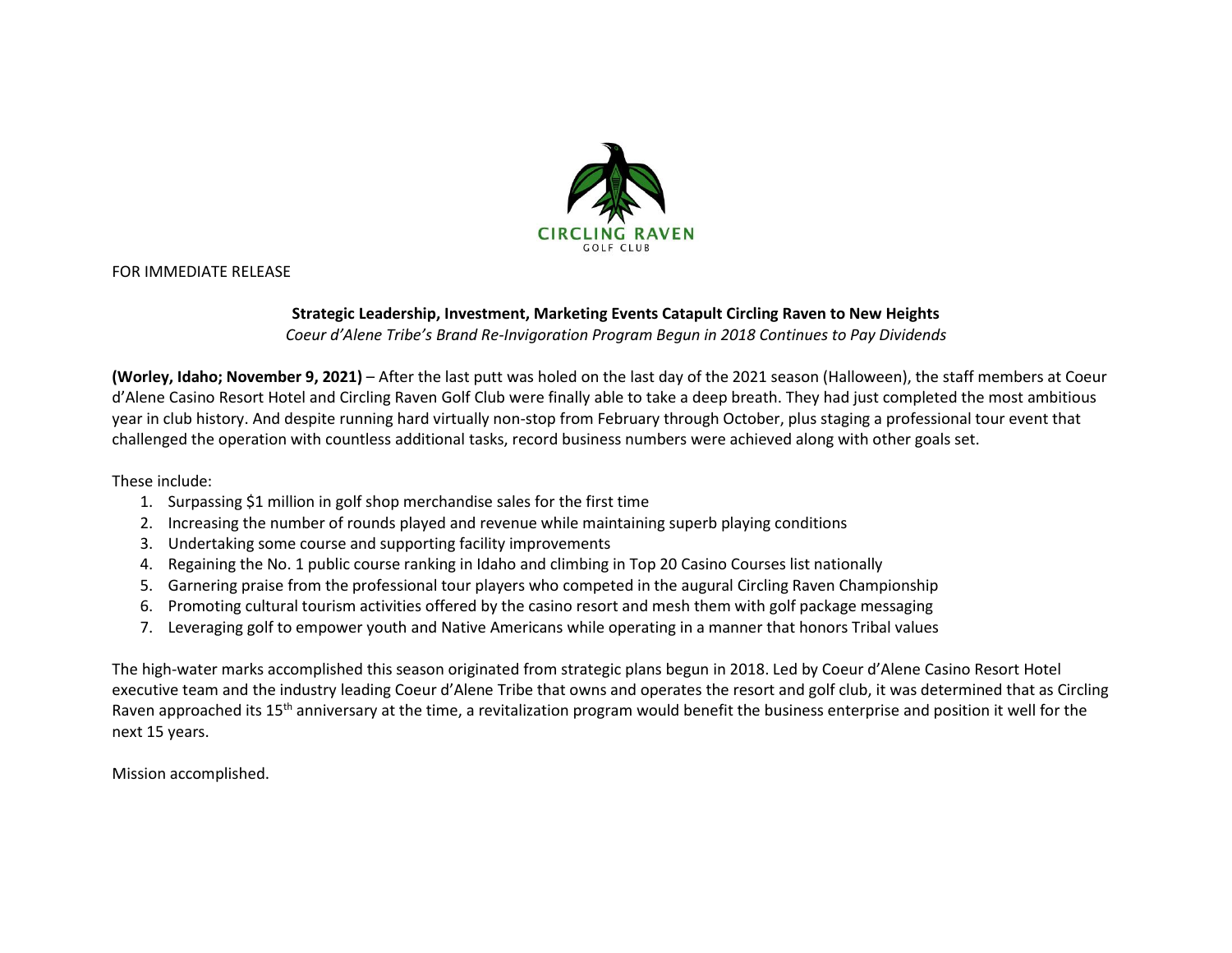CIRCLING RAVEN
GOLF CLUB

FOR IMMEDIATE RELEASE

**Strategic Leadership, Investment, Marketing Events Catapult Circling Raven to New Heights**

*Coeur d'Alene Tribe's Brand Re-Invigoration Program Begun in 2018 Continues to Pay Dividends*

**(Worley, Idaho; November 9, 2021)** – After the last putt was holed on the last day of the 2021 season (Halloween), the staff members at Coeur d'Alene Casino Resort Hotel and Circling Raven Golf Club were finally able to take a deep breath. They had just completed the most ambitious year in club history. And despite running hard virtually non-stop from February through October, plus staging a professional tour event that challenged the operation with countless additional tasks, record business numbers were achieved along with other goals set.

These include:

1. Surpassing $1 million in golf shop merchandise sales for the first time
2. Increasing the number of rounds played and revenue while maintaining superb playing conditions
3. Undertaking some course and supporting facility improvements
4. Regaining the No. 1 public course ranking in Idaho and climbing in Top 20 Casino Courses list nationally
5. Garnering praise from the professional tour players who competed in the augural Circling Raven Championship
6. Promoting cultural tourism activities offered by the casino resort and mesh them with golf package messaging
7. Leveraging golf to empower youth and Native Americans while operating in a manner that honors Tribal values

The high-water marks accomplished this season originated from strategic plans begun in 2018. Led by Coeur d'Alene Casino Resort Hotel executive team and the industry leading Coeur d'Alene Tribe that owns and operates the resort and golf club, it was determined that as Circling Raven approached its 15th anniversary at the time, a revitalization program would benefit the business enterprise and position it well for the next 15 years.

Mission accomplished.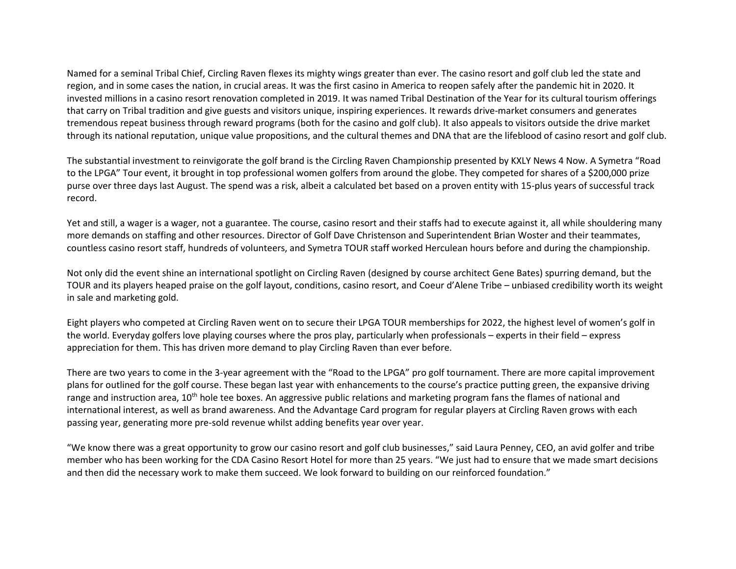Named for a seminal Tribal Chief, Circling Raven flexes its mighty wings greater than ever. The casino resort and golf club led the state and region, and in some cases the nation, in crucial areas. It was the first casino in America to reopen safely after the pandemic hit in 2020. It invested millions in a casino resort renovation completed in 2019. It was named Tribal Destination of the Year for its cultural tourism offerings that carry on Tribal tradition and give guests and visitors unique, inspiring experiences. It rewards drive-market consumers and generates tremendous repeat business through reward programs (both for the casino and golf club). It also appeals to visitors outside the drive market through its national reputation, unique value propositions, and the cultural themes and DNA that are the lifeblood of casino resort and golf club.

The substantial investment to reinvigorate the golf brand is the Circling Raven Championship presented by KXLY News 4 Now. A Symetra "Road to the LPGA" Tour event, it brought in top professional women golfers from around the globe. They competed for shares of a $200,000 prize purse over three days last August. The spend was a risk, albeit a calculated bet based on a proven entity with 15-plus years of successful track record.

Yet and still, a wager is a wager, not a guarantee. The course, casino resort and their staffs had to execute against it, all while shouldering many more demands on staffing and other resources. Director of Golf Dave Christenson and Superintendent Brian Woster and their teammates, countless casino resort staff, hundreds of volunteers, and Symetra TOUR staff worked Herculean hours before and during the championship.

Not only did the event shine an international spotlight on Circling Raven (designed by course architect Gene Bates) spurring demand, but the TOUR and its players heaped praise on the golf layout, conditions, casino resort, and Coeur d'Alene Tribe – unbiased credibility worth its weight in sale and marketing gold.

Eight players who competed at Circling Raven went on to secure their LPGA TOUR memberships for 2022, the highest level of women's golf in the world. Everyday golfers love playing courses where the pros play, particularly when professionals – experts in their field – express appreciation for them. This has driven more demand to play Circling Raven than ever before.

There are two years to come in the 3-year agreement with the "Road to the LPGA" pro golf tournament. There are more capital improvement plans for outlined for the golf course. These began last year with enhancements to the course's practice putting green, the expansive driving range and instruction area, 10th hole tee boxes. An aggressive public relations and marketing program fans the flames of national and international interest, as well as brand awareness. And the Advantage Card program for regular players at Circling Raven grows with each passing year, generating more pre-sold revenue whilst adding benefits year over year.

"We know there was a great opportunity to grow our casino resort and golf club businesses," said Laura Penney, CEO, an avid golfer and tribe member who has been working for the CDA Casino Resort Hotel for more than 25 years. "We just had to ensure that we made smart decisions and then did the necessary work to make them succeed. We look forward to building on our reinforced foundation."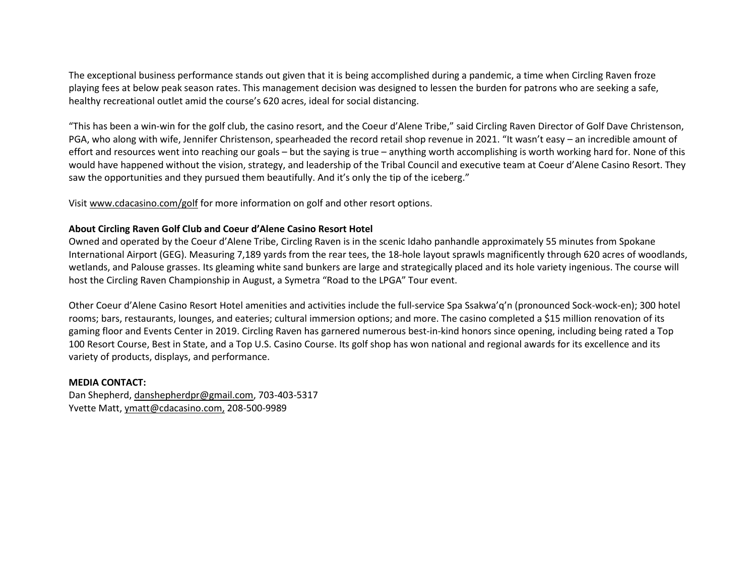The exceptional business performance stands out given that it is being accomplished during a pandemic, a time when Circling Raven froze playing fees at below peak season rates. This management decision was designed to lessen the burden for patrons who are seeking a safe, healthy recreational outlet amid the course's 620 acres, ideal for social distancing.

"This has been a win-win for the golf club, the casino resort, and the Coeur d'Alene Tribe," said Circling Raven Director of Golf Dave Christenson, PGA, who along with wife, Jennifer Christenson, spearheaded the record retail shop revenue in 2021. "It wasn't easy – an incredible amount of effort and resources went into reaching our goals – but the saying is true – anything worth accomplishing is worth working hard for. None of this would have happened without the vision, strategy, and leadership of the Tribal Council and executive team at Coeur d'Alene Casino Resort. They saw the opportunities and they pursued them beautifully. And it's only the tip of the iceberg."

Visit www.cdacasino.com/golf for more information on golf and other resort options.

**About Circling Raven Golf Club and Coeur d'Alene Casino Resort Hotel**

Owned and operated by the Coeur d'Alene Tribe, Circling Raven is in the scenic Idaho panhandle approximately 55 minutes from Spokane International Airport (GEG). Measuring 7,189 yards from the rear tees, the 18-hole layout sprawls magnificently through 620 acres of woodlands, wetlands, and Palouse grasses. Its gleaming white sand bunkers are large and strategically placed and its hole variety ingenious. The course will host the Circling Raven Championship in August, a Symetra "Road to the LPGA" Tour event.

Other Coeur d'Alene Casino Resort Hotel amenities and activities include the full-service Spa Ssakwa'q'n (pronounced Sock-wock-en); 300 hotel rooms; bars, restaurants, lounges, and eateries; cultural immersion options; and more. The casino completed a $15 million renovation of its gaming floor and Events Center in 2019. Circling Raven has garnered numerous best-in-kind honors since opening, including being rated a Top 100 Resort Course, Best in State, and a Top U.S. Casino Course. Its golf shop has won national and regional awards for its excellence and its variety of products, displays, and performance.

**MEDIA CONTACT:**

Dan Shepherd, danshepherdpr@gmail.com, 703-403-5317
Yvette Matt, ymatt@cdacasino.com, 208-500-9989